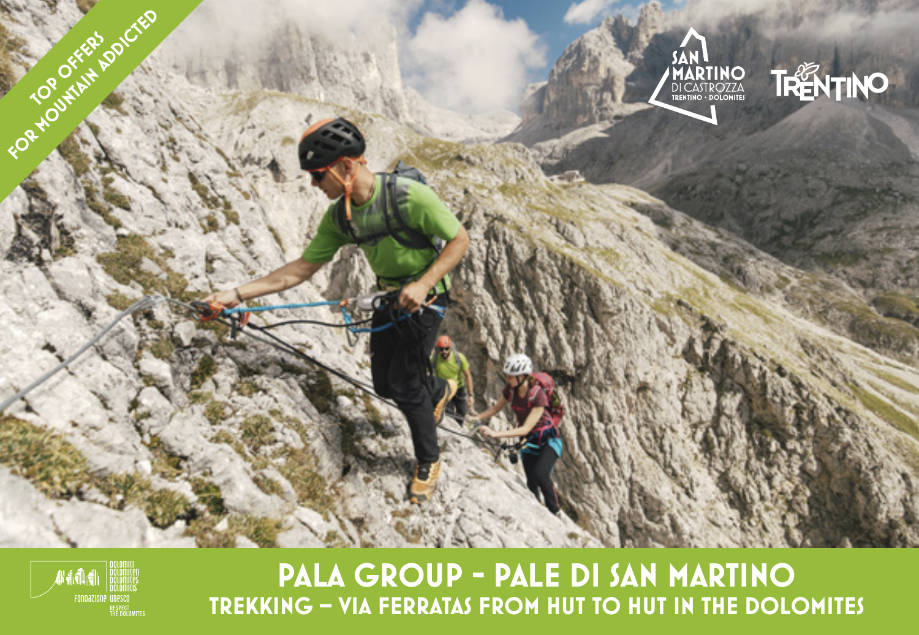TOP OFFERS FOR MOUNTAIN ADDICTED

SAN MARTINO DI CASTROZZA
TRENTINO • DOLOMITES

TRENTINO

Dolomiti Dolomiten Dolomites Dolomitis
Fondazione UNESCO
RESPECT THE DOLOMITES

# PALA GROUP - PALE DI SAN MARTINO

## TREKKING – VIA FERRATAS FROM HUT TO HUT IN THE DOLOMITES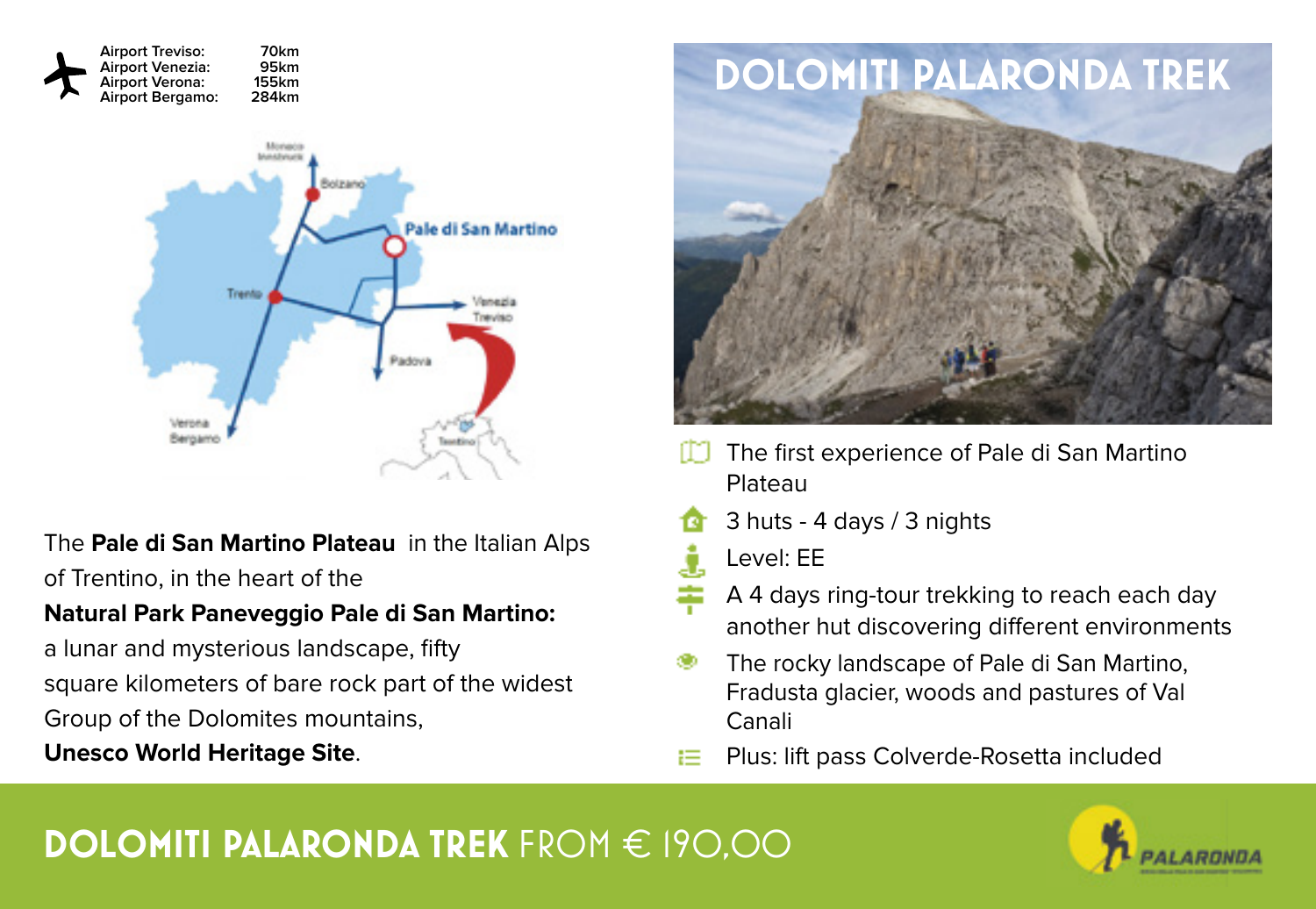| | |
|---|---|
| Airport Treviso: | 70km |
| Airport Venezia: | 95km |
| Airport Verona: | 155km |
| Airport Bergamo: | 284km |

# DOLOMITI PALARONDA TREK

The **Pale di San Martino Plateau** in the Italian Alps of Trentino, in the heart of the **Natural Park Paneveggio Pale di San Martino:** a lunar and mysterious landscape, fifty square kilometers of bare rock part of the widest Group of the Dolomites mountains, **Unesco World Heritage Site**.

- The first experience of Pale di San Martino Plateau
- 3 huts - 4 days / 3 nights
- Level: EE
- A 4 days ring-tour trekking to reach each day another hut discovering different environments
- The rocky landscape of Pale di San Martino, Fradusta glacier, woods and pastures of Val Canali
- Plus: lift pass Colverde-Rosetta included

## DOLOMITI PALARONDA TREK FROM € 190,00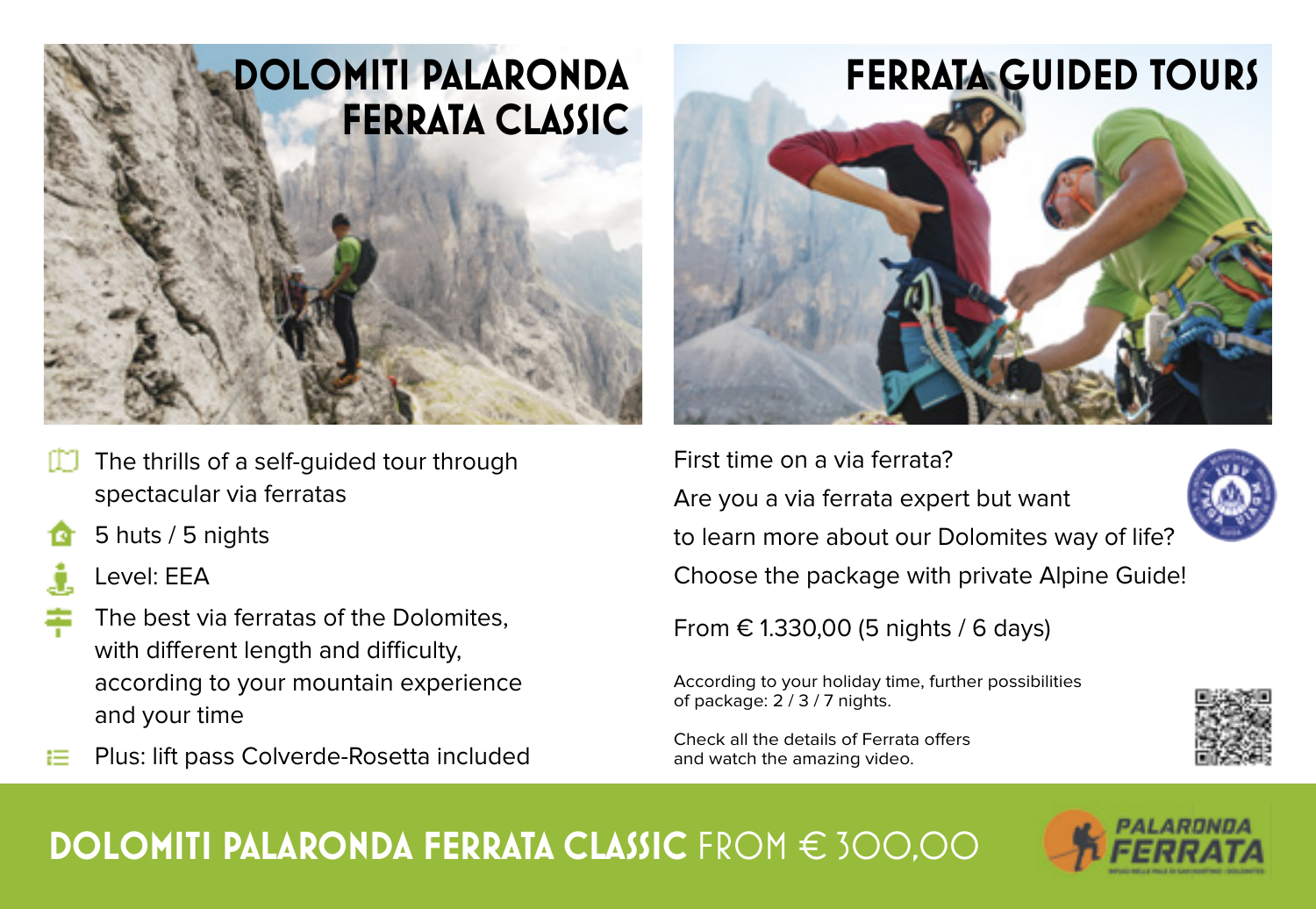# DOLOMITI PALARONDA FERRATA CLASSIC

- The thrills of a self-guided tour through spectacular via ferratas
- 5 huts / 5 nights
- Level: EEA
- The best via ferratas of the Dolomites, with different length and difficulty, according to your mountain experience and your time
- Plus: lift pass Colverde-Rosetta included

# FERRATA GUIDED TOURS

First time on a via ferrata?

Are you a via ferrata expert but want to learn more about our Dolomites way of life?

Choose the package with private Alpine Guide!

From € 1.330,00 (5 nights / 6 days)

According to your holiday time, further possibilities of package: 2 / 3 / 7 nights.

Check all the details of Ferrata offers and watch the amazing video.

## DOLOMITI PALARONDA FERRATA CLASSIC FROM € 300,00

PALARONDA FERRATA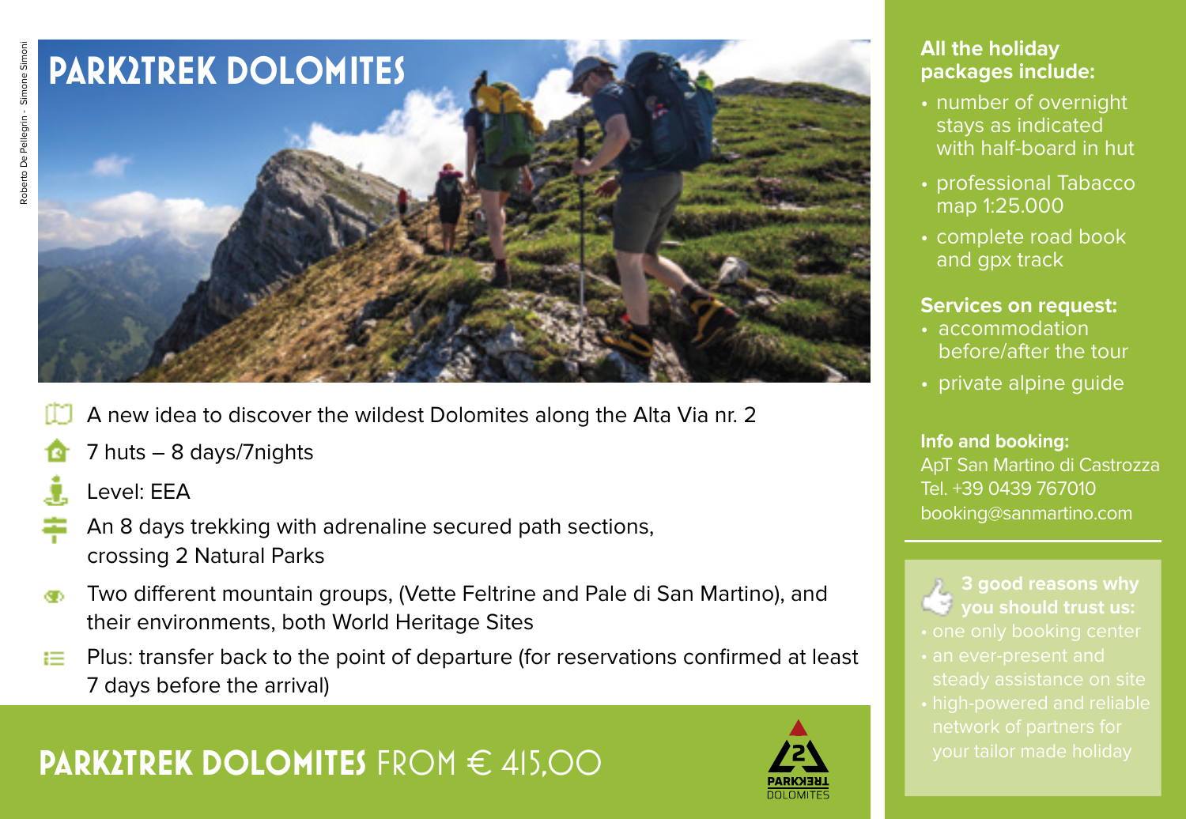# PARK2TREK DOLOMITES

- A new idea to discover the wildest Dolomites along the Alta Via nr. 2
- 7 huts – 8 days/7nights
- Level: EEA
- An 8 days trekking with adrenaline secured path sections, crossing 2 Natural Parks
- Two different mountain groups, (Vette Feltrine and Pale di San Martino), and their environments, both World Heritage Sites
- Plus: transfer back to the point of departure (for reservations confirmed at least 7 days before the arrival)

## PARK2TREK DOLOMITES FROM € 415,00

**All the holiday packages include:**

- number of overnight stays as indicated with half-board in hut
- professional Tabacco map 1:25.000
- complete road book and gpx track

**Services on request:**

- accommodation before/after the tour
- private alpine guide

**Info and booking:**
ApT San Martino di Castrozza
Tel. +39 0439 767010
booking@sanmartino.com

**3 good reasons why you should trust us:**

- one only booking center
- an ever-present and steady assistance on site
- high-powered and reliable network of partners for your tailor made holiday

Roberto De Pellegrin - Simone Simoni